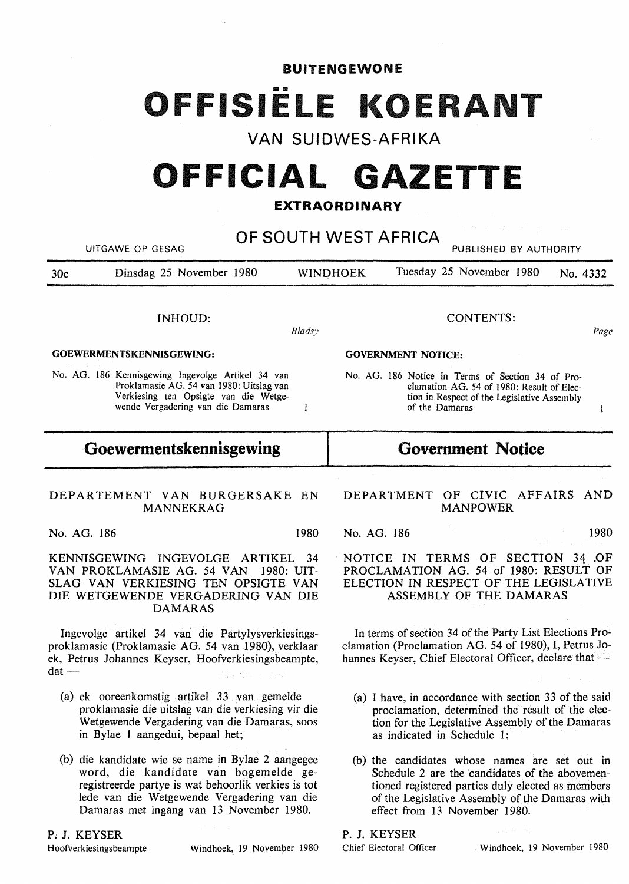**BUITENGEWONE**

# OFFISIËLE KOERANT

## VAN SUIDWES-AFRIKA

# OFFICIAL GAZETTE

**EXTRAORDINARY**

## OF SOUTH WEST AFRICA

UITGAWE OP GESAG — PUBLISHED BY AUTHORITY

| 30c | Dinsdag 25 November 1980 | WINDHOEK | Tuesday 25 November 1980 | No. 4332 |
|---|---|---|---|---|

INHOUD: *Bladsy*

**GOEWERMENTSKENNISGEWING:**

No. AG. 186 Kennisgewing Ingevolge Artikel 34 van Proklamasie AG. 54 van 1980: Uitslag van Verkiesing ten Opsigte van die Wetgewende Vergadering van die Damaras — 1

CONTENTS: *Page*

**GOVERNMENT NOTICE:**

No. AG. 186 Notice in Terms of Section 34 of Proclamation AG. 54 of 1980: Result of Election in Respect of the Legislative Assembly of the Damaras — 1

# Goewermentskennisgewing

DEPARTEMENT VAN BURGERSAKE EN MANNEKRAG

No. AG. 186 — 1980

KENNISGEWING INGEVOLGE ARTIKEL 34 VAN PROKLAMASIE AG. 54 VAN 1980: UITSLAG VAN VERKIESING TEN OPSIGTE VAN DIE WETGEWENDE VERGADERING VAN DIE DAMARAS

Ingevolge artikel 34 van die Partylysverkiesingsproklamasie (Proklamasie AG. 54 van 1980), verklaar ek, Petrus Johannes Keyser, Hoofverkiesingsbeampte, dat —

(a) ek ooreenkomstig artikel 33 van gemelde proklamasie die uitslag van die verkiesing vir die Wetgewende Vergadering van die Damaras, soos in Bylae 1 aangedui, bepaal het;

(b) die kandidate wie se name in Bylae 2 aangegee word, die kandidate van bogemelde geregistreerde partye is wat behoorlik verkies is tot lede van die Wetgewende Vergadering van die Damaras met ingang van 13 November 1980.

P. J. KEYSER
Hoofverkiesingsbeampte — Windhoek, 19 November 1980

# Government Notice

DEPARTMENT OF CIVIC AFFAIRS AND MANPOWER

No. AG. 186 — 1980

NOTICE IN TERMS OF SECTION 34 OF PROCLAMATION AG. 54 of 1980: RESULT OF ELECTION IN RESPECT OF THE LEGISLATIVE ASSEMBLY OF THE DAMARAS

In terms of section 34 of the Party List Elections Proclamation (Proclamation AG. 54 of 1980), I, Petrus Johannes Keyser, Chief Electoral Officer, declare that —

(a) I have, in accordance with section 33 of the said proclamation, determined the result of the election for the Legislative Assembly of the Damaras as indicated in Schedule 1;

(b) the candidates whose names are set out in Schedule 2 are the candidates of the abovementioned registered parties duly elected as members of the Legislative Assembly of the Damaras with effect from 13 November 1980.

P. J. KEYSER
Chief Electoral Officer — Windhoek, 19 November 1980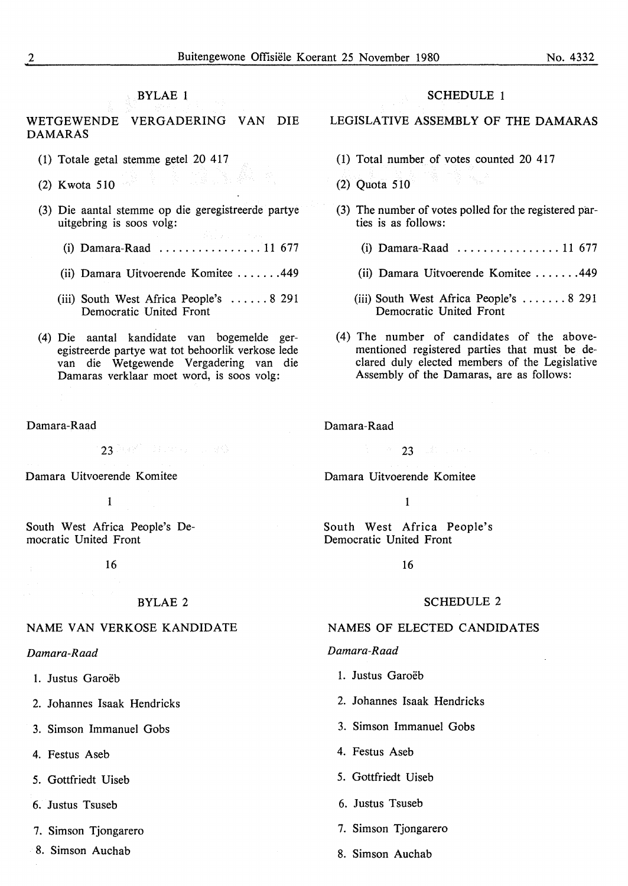## BYLAE 1

### WETGEWENDE VERGADERING VAN DIE DAMARAS

(1) Totale getal stemme getel 20 417

(2) Kwota 510

(3) Die aantal stemme op die geregistreerde partye uitgebring is soos volg:

(i) Damara-Raad ................ 11 677

(ii) Damara Uitvoerende Komitee .......449

(iii) South West Africa People's Democratic United Front ...... 8 291

(4) Die aantal kandidate van bogemelde geregistreerde partye wat tot behoorlik verkose lede van die Wetgewende Vergadering van die Damaras verklaar moet word, is soos volg:

Damara-Raad

23

Damara Uitvoerende Komitee

1

South West Africa People's Democratic United Front

16

## BYLAE 2

### NAME VAN VERKOSE KANDIDATE

*Damara-Raad*

1. Justus Garoëb
2. Johannes Isaak Hendricks
3. Simson Immanuel Gobs
4. Festus Aseb
5. Gottfriedt Uiseb
6. Justus Tsuseb
7. Simson Tjongarero
8. Simson Auchab

## SCHEDULE 1

### LEGISLATIVE ASSEMBLY OF THE DAMARAS

(1) Total number of votes counted 20 417

(2) Quota 510

(3) The number of votes polled for the registered parties is as follows:

(i) Damara-Raad ................ 11 677

(ii) Damara Uitvoerende Komitee .......449

(iii) South West Africa People's Democratic United Front ....... 8 291

(4) The number of candidates of the abovementioned registered parties that must be declared duly elected members of the Legislative Assembly of the Damaras, are as follows:

Damara-Raad

23

Damara Uitvoerende Komitee

1

South West Africa People's Democratic United Front

16

## SCHEDULE 2

### NAMES OF ELECTED CANDIDATES

*Damara-Raad*

1. Justus Garoëb
2. Johannes Isaak Hendricks
3. Simson Immanuel Gobs
4. Festus Aseb
5. Gottfriedt Uiseb
6. Justus Tsuseb
7. Simson Tjongarero
8. Simson Auchab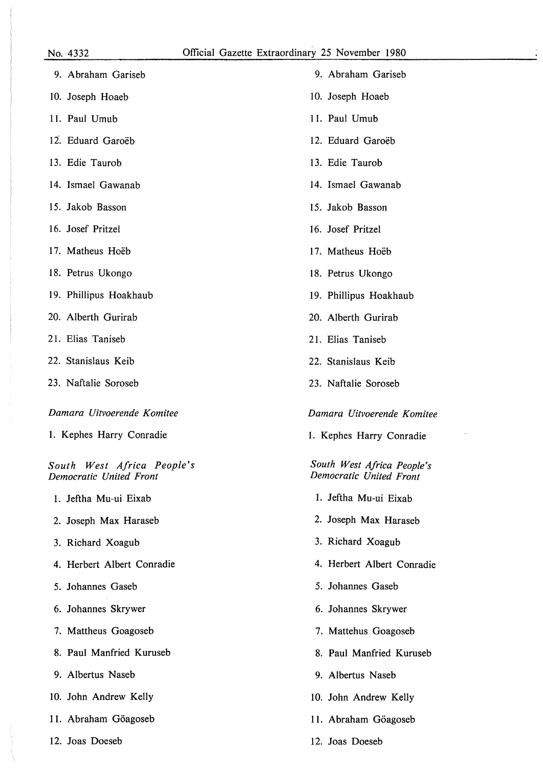9. Abraham Gariseb
10. Joseph Hoaeb
11. Paul Umub
12. Eduard Garoëb
13. Edie Taurob
14. Ismael Gawanab
15. Jakob Basson
16. Josef Pritzel
17. Matheus Hoëb
18. Petrus Ukongo
19. Phillipus Hoakhaub
20. Alberth Gurirab
21. Elias Taniseb
22. Stanislaus Keib
23. Naftalie Soroseb

*Damara Uitvoerende Komitee*

1. Kephes Harry Conradie

*South West Africa People's Democratic United Front*

1. Jeftha Mu-ui Eixab
2. Joseph Max Haraseb
3. Richard Xoagub
4. Herbert Albert Conradie
5. Johannes Gaseb
6. Johannes Skrywer
7. Mattheus Goagoseb
8. Paul Manfried Kuruseb
9. Albertus Naseb
10. John Andrew Kelly
11. Abraham Göagoseb
12. Joas Doeseb

9. Abraham Gariseb
10. Joseph Hoaeb
11. Paul Umub
12. Eduard Garoëb
13. Edie Taurob
14. Ismael Gawanab
15. Jakob Basson
16. Josef Pritzel
17. Matheus Hoëb
18. Petrus Ukongo
19. Phillipus Hoakhaub
20. Alberth Gurirab
21. Elias Taniseb
22. Stanislaus Keib
23. Naftalie Soroseb

*Damara Uitvoerende Komitee*

1. Kephes Harry Conradie

*South West Africa People's Democratic United Front*

1. Jeftha Mu-ui Eixab
2. Joseph Max Haraseb
3. Richard Xoagub
4. Herbert Albert Conradie
5. Johannes Gaseb
6. Johannes Skrywer
7. Mattehus Goagoseb
8. Paul Manfried Kuruseb
9. Albertus Naseb
10. John Andrew Kelly
11. Abraham Göagoseb
12. Joas Doeseb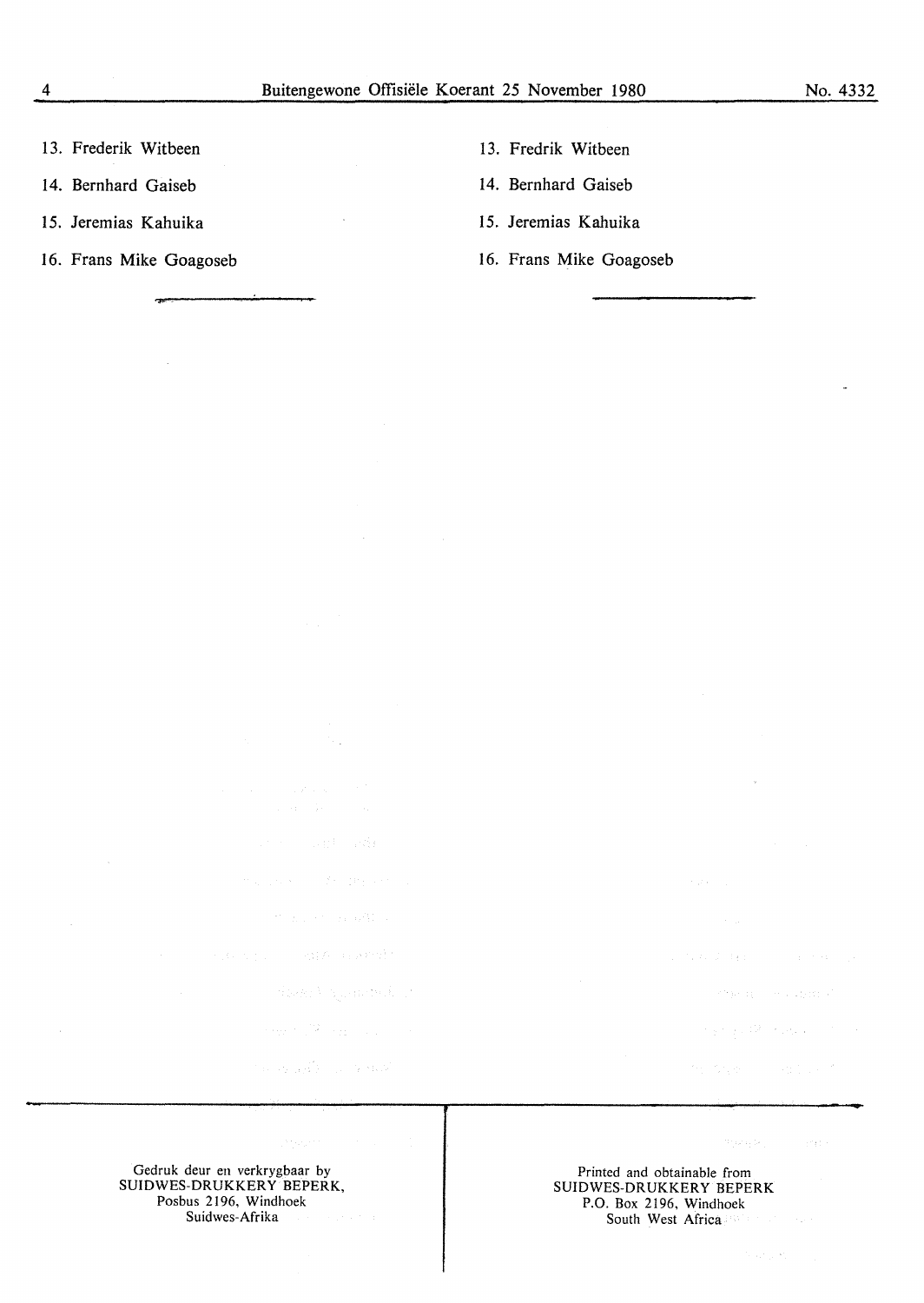13. Frederik Witbeen
14. Bernhard Gaiseb
15. Jeremias Kahuika
16. Frans Mike Goagoseb

13. Fredrik Witbeen
14. Bernhard Gaiseb
15. Jeremias Kahuika
16. Frans Mike Goagoseb

---

Gedruk deur en verkrygbaar by
SUIDWES-DRUKKERY BEPERK,
Posbus 2196, Windhoek
Suidwes-Afrika

Printed and obtainable from
SUIDWES-DRUKKERY BEPERK
P.O. Box 2196, Windhoek
South West Africa